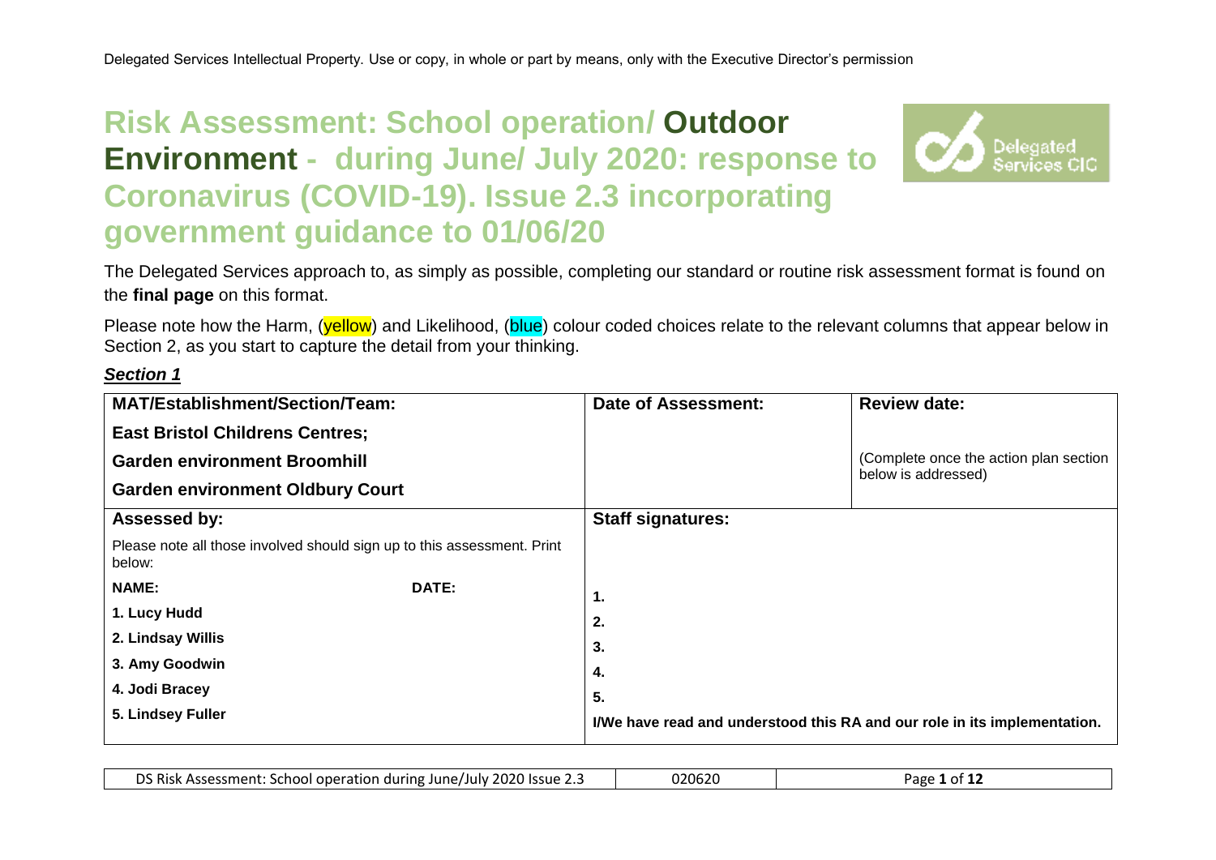Delegated Services Intellectual Property. Use or copy, in whole or part by means, only with the Executive Director's permission

# Risk Assessment: School operation/ Outdoor Environment - during June/ July 2020: response to Coronavirus (COVID-19). Issue 2.3 incorporating government guidance to 01/06/20

The Delegated Services approach to, as simply as possible, completing our standard or routine risk assessment format is found on the **final page** on this format.

Please note how the Harm, (yellow) and Likelihood, (blue) colour coded choices relate to the relevant columns that appear below in Section 2, as you start to capture the detail from your thinking.

***Section 1***

| **MAT/Establishment/Section/Team:**<br>**East Bristol Childrens Centres;**<br>**Garden environment Broomhill**<br>**Garden environment Oldbury Court** | **Date of Assessment:** | **Review date:**<br>(Complete once the action plan section below is addressed) |
|---|---|---|
| **Assessed by:**<br>Please note all those involved should sign up to this assessment. Print below:<br>**NAME:** **DATE:**<br>**1. Lucy Hudd**<br>**2. Lindsay Willis**<br>**3. Amy Goodwin**<br>**4. Jodi Bracey**<br>**5. Lindsey Fuller** | **Staff signatures:**<br>**1.**<br>**2.**<br>**3.**<br>**4.**<br>**5.**<br>**I/We have read and understood this RA and our role in its implementation.** | |

| DS Risk Assessment: School operation during June/July 2020 Issue 2.3 | 020620 |
|---|---|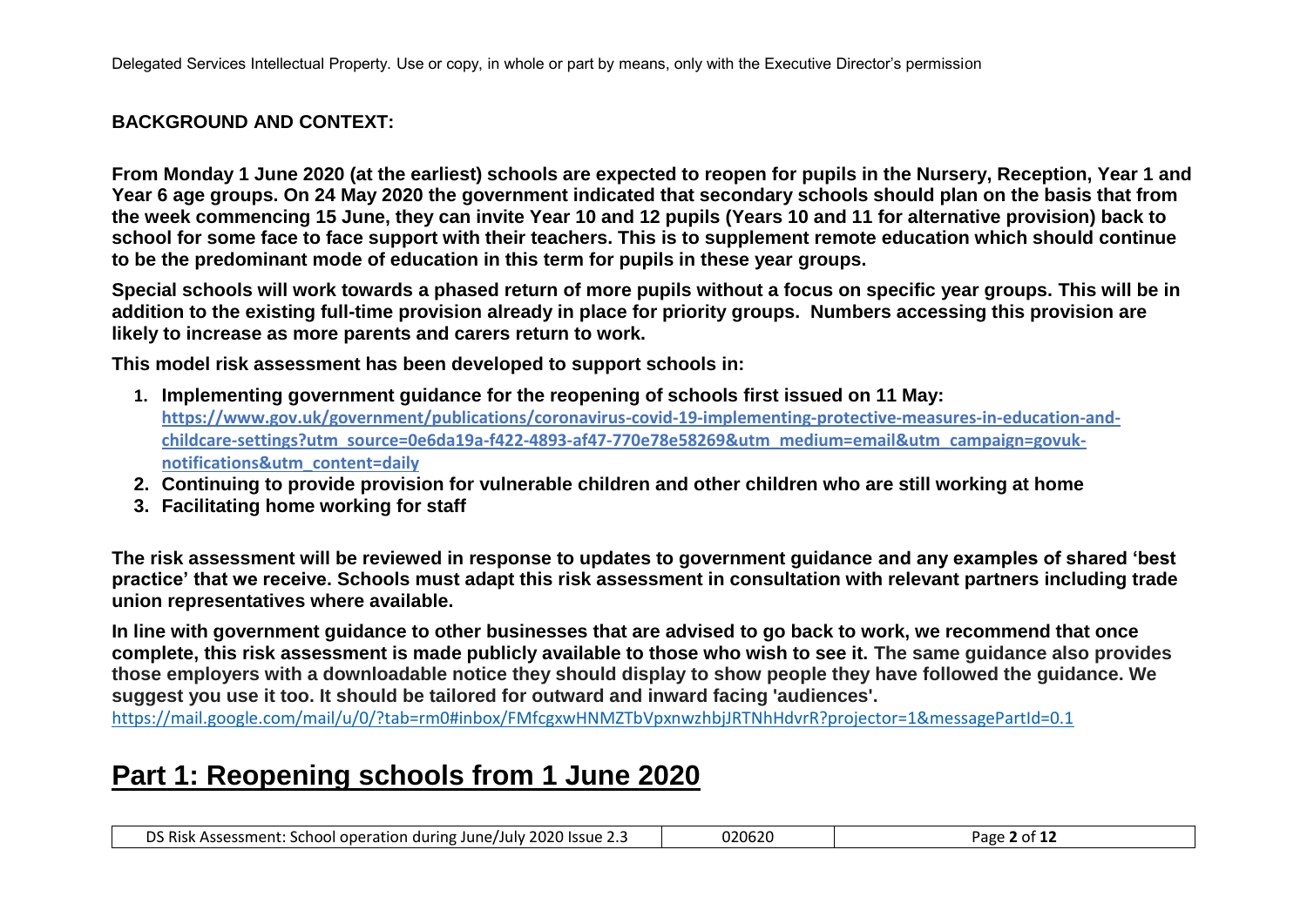**BACKGROUND AND CONTEXT:**

**From Monday 1 June 2020 (at the earliest) schools are expected to reopen for pupils in the Nursery, Reception, Year 1 and Year 6 age groups. On 24 May 2020 the government indicated that secondary schools should plan on the basis that from the week commencing 15 June, they can invite Year 10 and 12 pupils (Years 10 and 11 for alternative provision) back to school for some face to face support with their teachers. This is to supplement remote education which should continue to be the predominant mode of education in this term for pupils in these year groups.**

**Special schools will work towards a phased return of more pupils without a focus on specific year groups. This will be in addition to the existing full-time provision already in place for priority groups. Numbers accessing this provision are likely to increase as more parents and carers return to work.**

**This model risk assessment has been developed to support schools in:**

1. **Implementing government guidance for the reopening of schools first issued on 11 May:** https://www.gov.uk/government/publications/coronavirus-covid-19-implementing-protective-measures-in-education-and-childcare-settings?utm_source=0e6da19a-f422-4893-af47-770e78e58269&utm_medium=email&utm_campaign=govuk-notifications&utm_content=daily
2. **Continuing to provide provision for vulnerable children and other children who are still working at home**
3. **Facilitating home working for staff**

**The risk assessment will be reviewed in response to updates to government guidance and any examples of shared 'best practice' that we receive. Schools must adapt this risk assessment in consultation with relevant partners including trade union representatives where available.**

**In line with government guidance to other businesses that are advised to go back to work, we recommend that once complete, this risk assessment is made publicly available to those who wish to see it. The same guidance also provides those employers with a downloadable notice they should display to show people they have followed the guidance. We suggest you use it too. It should be tailored for outward and inward facing 'audiences'.**

https://mail.google.com/mail/u/0/?tab=rm0#inbox/FMfcgxwHNMZTbVpxnwzhbjJRTNhHdvrR?projector=1&messagePartId=0.1

# Part 1: Reopening schools from 1 June 2020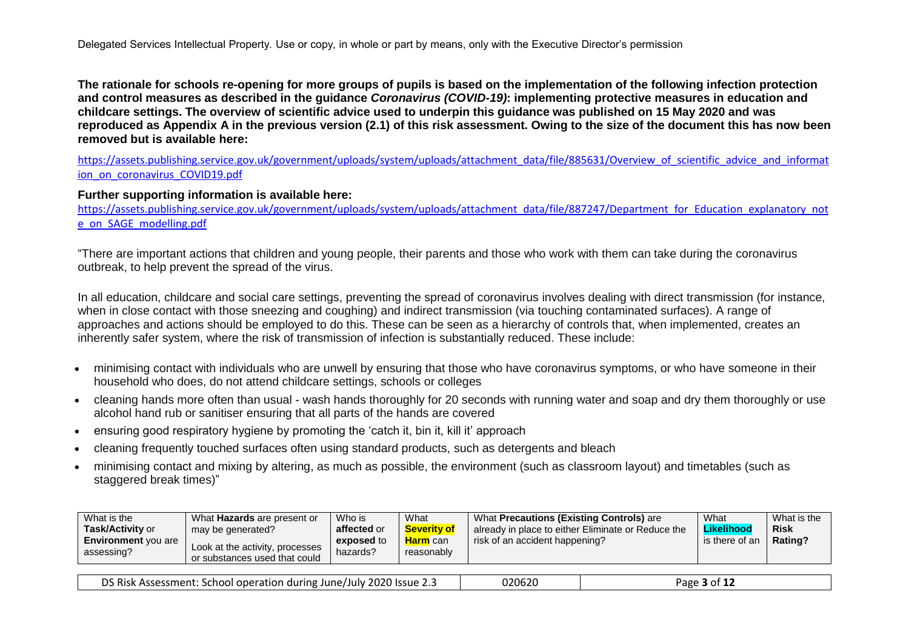**The rationale for schools re-opening for more groups of pupils is based on the implementation of the following infection protection and control measures as described in the guidance *Coronavirus (COVID-19):* implementing protective measures in education and childcare settings. The overview of scientific advice used to underpin this guidance was published on 15 May 2020 and was reproduced as Appendix A in the previous version (2.1) of this risk assessment. Owing to the size of the document this has now been removed but is available here:**

https://assets.publishing.service.gov.uk/government/uploads/system/uploads/attachment_data/file/885631/Overview_of_scientific_advice_and_information_on_coronavirus_COVID19.pdf

**Further supporting information is available here:**

https://assets.publishing.service.gov.uk/government/uploads/system/uploads/attachment_data/file/887247/Department_for_Education_explanatory_note_on_SAGE_modelling.pdf

"There are important actions that children and young people, their parents and those who work with them can take during the coronavirus outbreak, to help prevent the spread of the virus.

In all education, childcare and social care settings, preventing the spread of coronavirus involves dealing with direct transmission (for instance, when in close contact with those sneezing and coughing) and indirect transmission (via touching contaminated surfaces). A range of approaches and actions should be employed to do this. These can be seen as a hierarchy of controls that, when implemented, creates an inherently safer system, where the risk of transmission of infection is substantially reduced. These include:

- minimising contact with individuals who are unwell by ensuring that those who have coronavirus symptoms, or who have someone in their household who does, do not attend childcare settings, schools or colleges
- cleaning hands more often than usual - wash hands thoroughly for 20 seconds with running water and soap and dry them thoroughly or use alcohol hand rub or sanitiser ensuring that all parts of the hands are covered
- ensuring good respiratory hygiene by promoting the 'catch it, bin it, kill it' approach
- cleaning frequently touched surfaces often using standard products, such as detergents and bleach
- minimising contact and mixing by altering, as much as possible, the environment (such as classroom layout) and timetables (such as staggered break times)"

| What is the **Task/Activity** or **Environment** you are assessing? | What **Hazards** are present or may be generated? Look at the activity, processes or substances used that could | Who is **affected** or **exposed** to hazards? | What **Severity of Harm** can reasonably | What **Precautions (Existing Controls)** are already in place to either Eliminate or Reduce the risk of an accident happening? | What **Likelihood** is there of an | What is the **Risk Rating?** |
|---|---|---|---|---|---|---|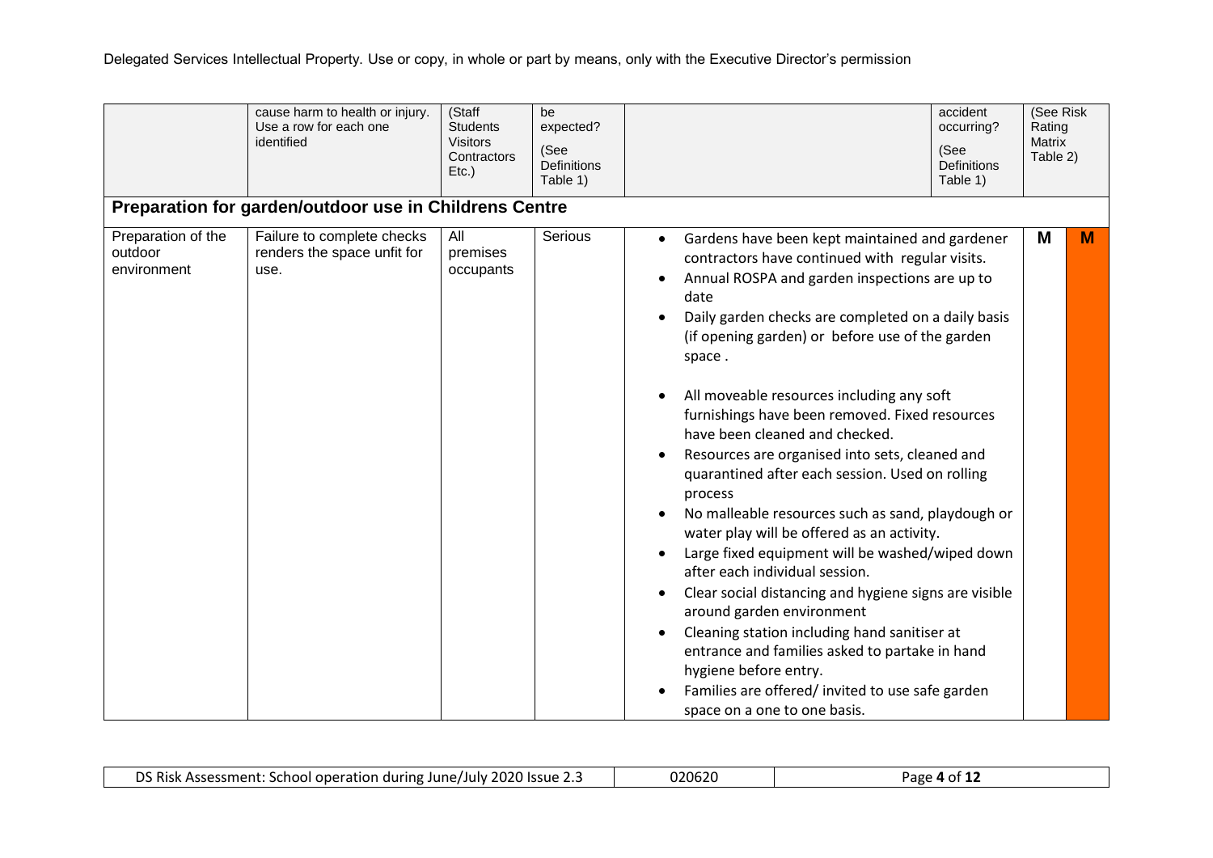| | cause harm to health or injury. Use a row for each one identified | (Staff Students Visitors Contractors Etc.) | be expected? (See Definitions Table 1) | | accident occurring? (See Definitions Table 1) | (See Risk Rating Matrix Table 2) | |
|---|---|---|---|---|---|---|---|
| **Preparation for garden/outdoor use in Childrens Centre** | | | | | | | |
| Preparation of the outdoor environment | Failure to complete checks renders the space unfit for use. | All premises occupants | Serious | • Gardens have been kept maintained and gardener contractors have continued with regular visits.<br>• Annual ROSPA and garden inspections are up to date<br>• Daily garden checks are completed on a daily basis (if opening garden) or before use of the garden space .<br>• All moveable resources including any soft furnishings have been removed. Fixed resources have been cleaned and checked.<br>• Resources are organised into sets, cleaned and quarantined after each session. Used on rolling process<br>• No malleable resources such as sand, playdough or water play will be offered as an activity.<br>• Large fixed equipment will be washed/wiped down after each individual session.<br>• Clear social distancing and hygiene signs are visible around garden environment<br>• Cleaning station including hand sanitiser at entrance and families asked to partake in hand hygiene before entry.<br>• Families are offered/ invited to use safe garden space on a one to one basis. | | M | M |

DS Risk Assessment: School operation during June/July 2020 Issue 2.3 | 020620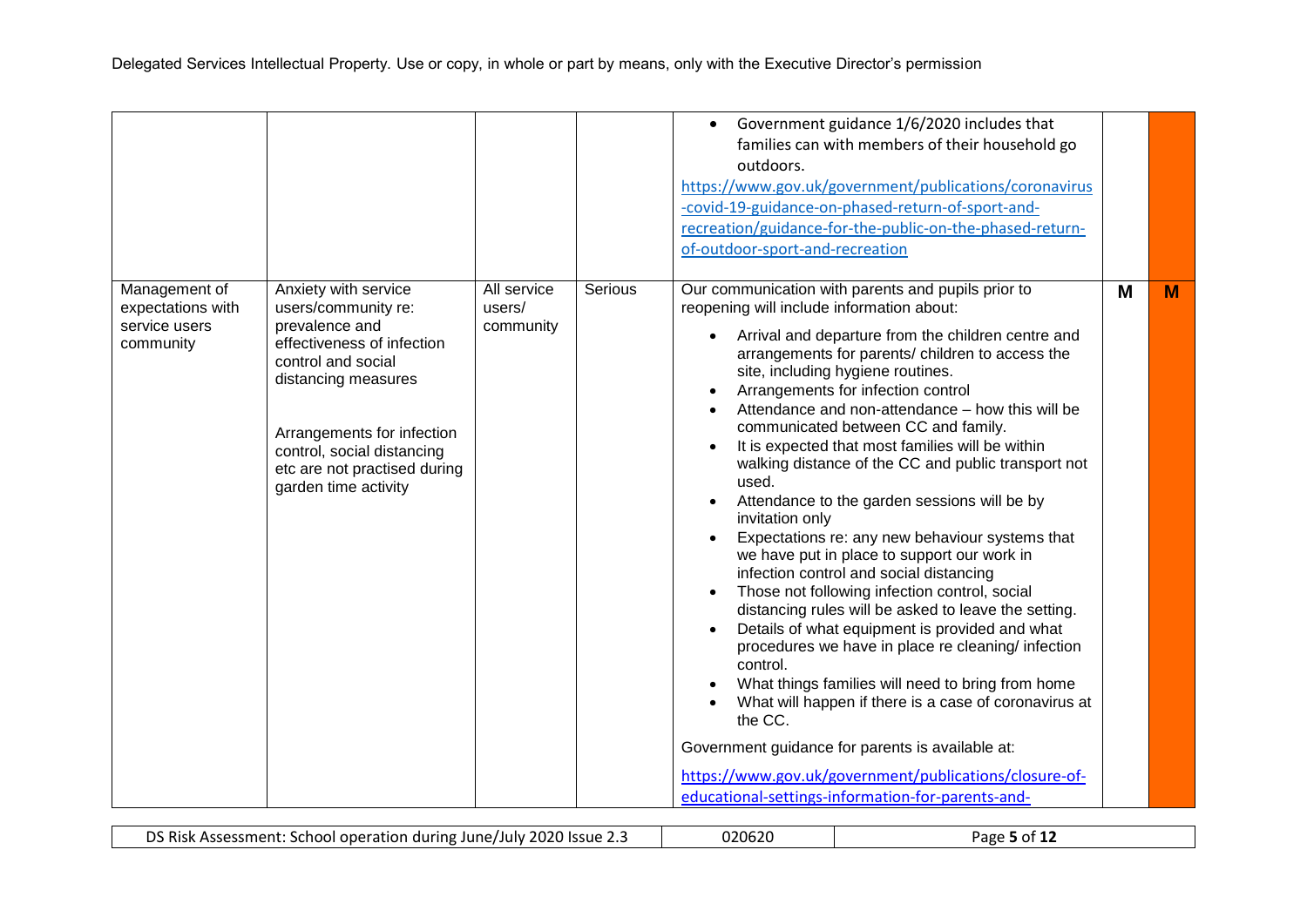| | | | | • Government guidance 1/6/2020 includes that families can with members of their household go outdoors.<br>https://www.gov.uk/government/publications/coronavirus-covid-19-guidance-on-phased-return-of-sport-and-recreation/guidance-for-the-public-on-the-phased-return-of-outdoor-sport-and-recreation | | |
|---|---|---|---|---|---|---|
| Management of expectations with service users community | Anxiety with service users/community re: prevalence and effectiveness of infection control and social distancing measures<br><br>Arrangements for infection control, social distancing etc are not practised during garden time activity | All service users/ community | Serious | Our communication with parents and pupils prior to reopening will include information about:<br>• Arrival and departure from the children centre and arrangements for parents/ children to access the site, including hygiene routines.<br>• Arrangements for infection control<br>• Attendance and non-attendance – how this will be communicated between CC and family.<br>• It is expected that most families will be within walking distance of the CC and public transport not used.<br>• Attendance to the garden sessions will be by invitation only<br>• Expectations re: any new behaviour systems that we have put in place to support our work in infection control and social distancing<br>• Those not following infection control, social distancing rules will be asked to leave the setting.<br>• Details of what equipment is provided and what procedures we have in place re cleaning/ infection control.<br>• What things families will need to bring from home<br>• What will happen if there is a case of coronavirus at the CC.<br><br>Government guidance for parents is available at:<br><br>https://www.gov.uk/government/publications/closure-of-educational-settings-information-for-parents-and- | M | M |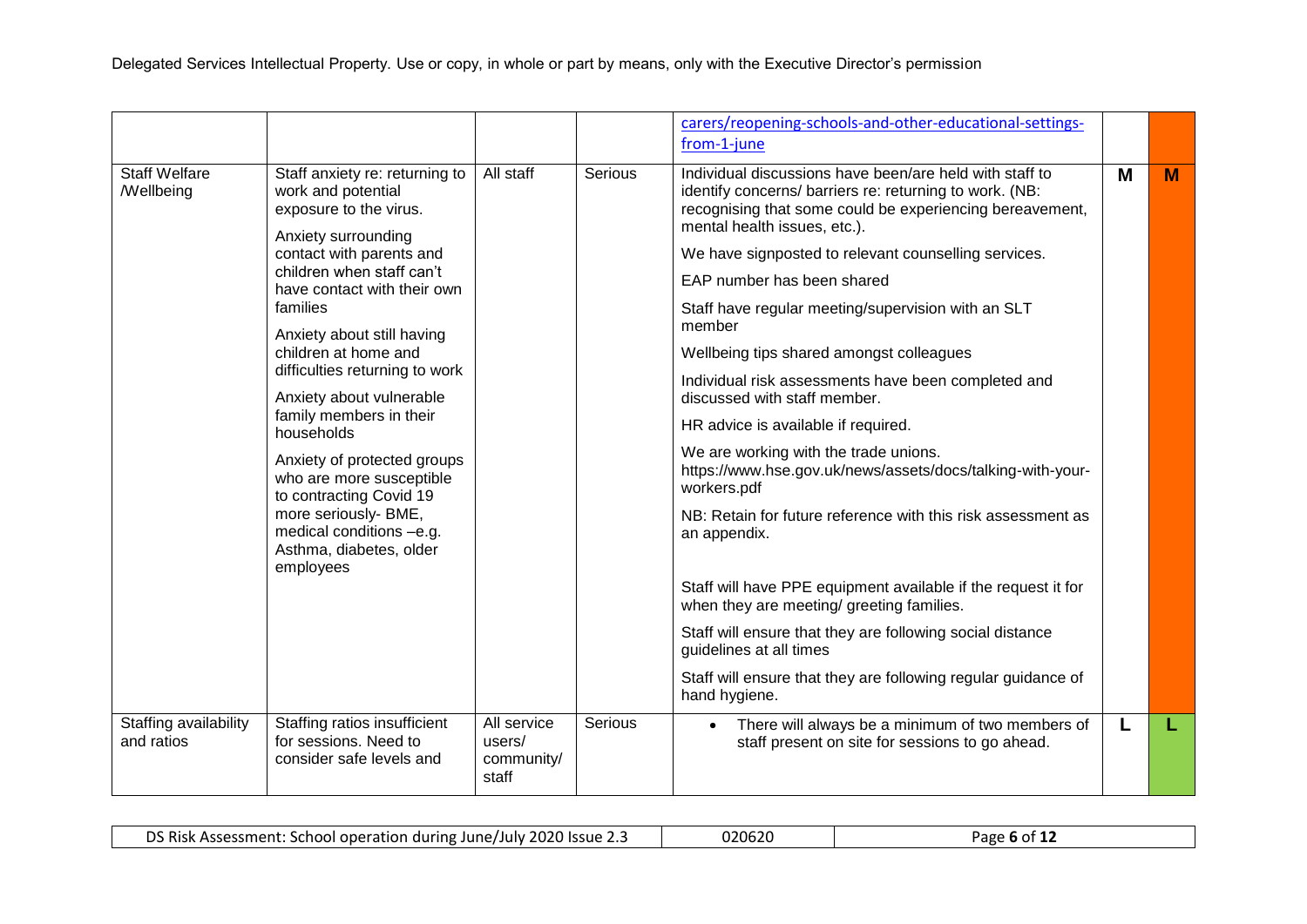| | | | | carers/reopening-schools-and-other-educational-settings-from-1-june | | |
|---|---|---|---|---|---|---|
| Staff Welfare /Wellbeing | Staff anxiety re: returning to work and potential exposure to the virus.<br><br>Anxiety surrounding contact with parents and children when staff can't have contact with their own families<br><br>Anxiety about still having children at home and difficulties returning to work<br><br>Anxiety about vulnerable family members in their households<br><br>Anxiety of protected groups who are more susceptible to contracting Covid 19 more seriously- BME, medical conditions –e.g. Asthma, diabetes, older employees | All staff | Serious | Individual discussions have been/are held with staff to identify concerns/ barriers re: returning to work. (NB: recognising that some could be experiencing bereavement, mental health issues, etc.).<br><br>We have signposted to relevant counselling services.<br><br>EAP number has been shared<br><br>Staff have regular meeting/supervision with an SLT member<br><br>Wellbeing tips shared amongst colleagues<br><br>Individual risk assessments have been completed and discussed with staff member.<br><br>HR advice is available if required.<br><br>We are working with the trade unions. https://www.hse.gov.uk/news/assets/docs/talking-with-your-workers.pdf<br><br>NB: Retain for future reference with this risk assessment as an appendix.<br><br>Staff will have PPE equipment available if the request it for when they are meeting/ greeting families.<br><br>Staff will ensure that they are following social distance guidelines at all times<br><br>Staff will ensure that they are following regular guidance of hand hygiene. | M | M |
| Staffing availability and ratios | Staffing ratios insufficient for sessions. Need to consider safe levels and | All service users/ community/ staff | Serious | • There will always be a minimum of two members of staff present on site for sessions to go ahead. | L | L |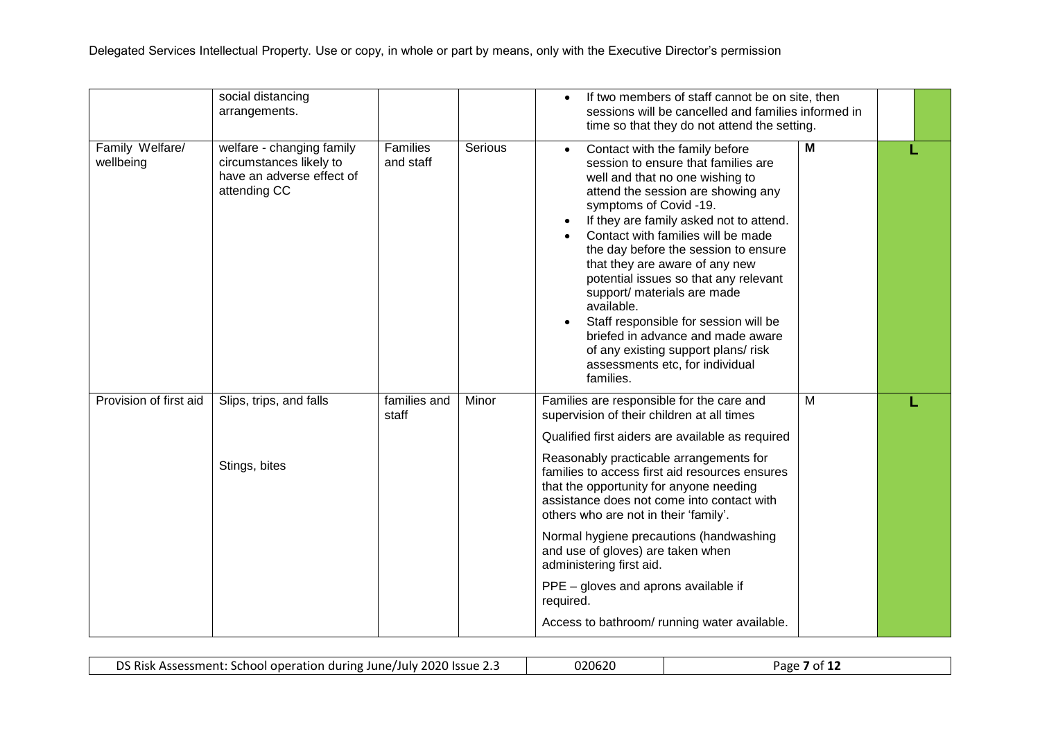|  |  |  |  |  |  |  |
|---|---|---|---|---|---|---|
|  | social distancing arrangements. |  |  | • If two members of staff cannot be on site, then sessions will be cancelled and families informed in time so that they do not attend the setting. |  |  |
| Family Welfare/ wellbeing | welfare - changing family circumstances likely to have an adverse effect of attending CC | Families and staff | Serious | • Contact with the family before session to ensure that families are well and that no one wishing to attend the session are showing any symptoms of Covid -19.<br>• If they are family asked not to attend.<br>• Contact with families will be made the day before the session to ensure that they are aware of any new potential issues so that any relevant support/ materials are made available.<br>• Staff responsible for session will be briefed in advance and made aware of any existing support plans/ risk assessments etc, for individual families. | **M** | **L** |
| Provision of first aid | Slips, trips, and falls<br><br>Stings, bites | families and staff | Minor | Families are responsible for the care and supervision of their children at all times<br><br>Qualified first aiders are available as required<br><br>Reasonably practicable arrangements for families to access first aid resources ensures that the opportunity for anyone needing assistance does not come into contact with others who are not in their 'family'.<br><br>Normal hygiene precautions (handwashing and use of gloves) are taken when administering first aid.<br><br>PPE – gloves and aprons available if required.<br><br>Access to bathroom/ running water available. | M | **L** |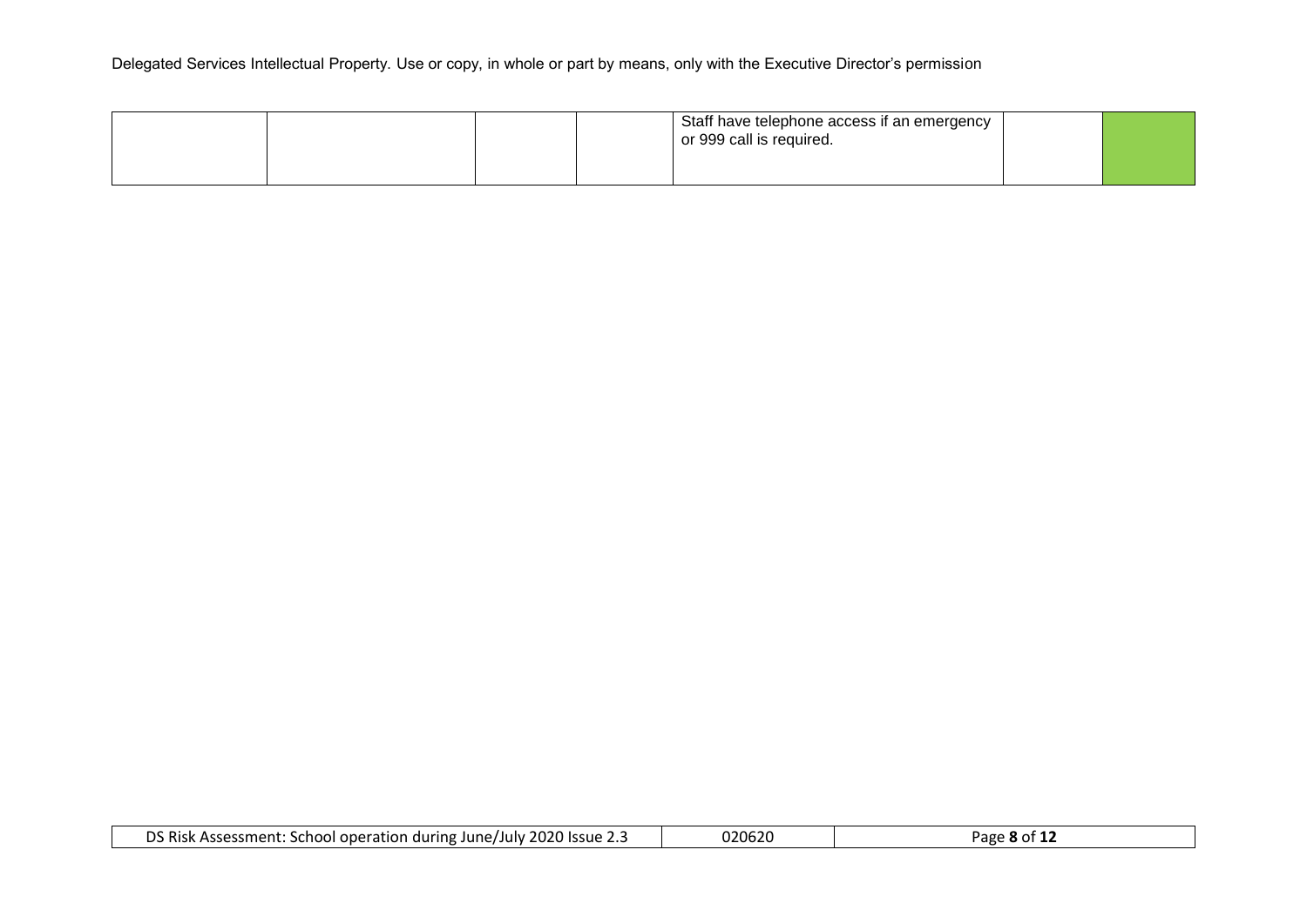|  |  |  |  |  |  |  |
|---|---|---|---|---|---|---|
|  |  |  |  | Staff have telephone access if an emergency or 999 call is required. |  |  |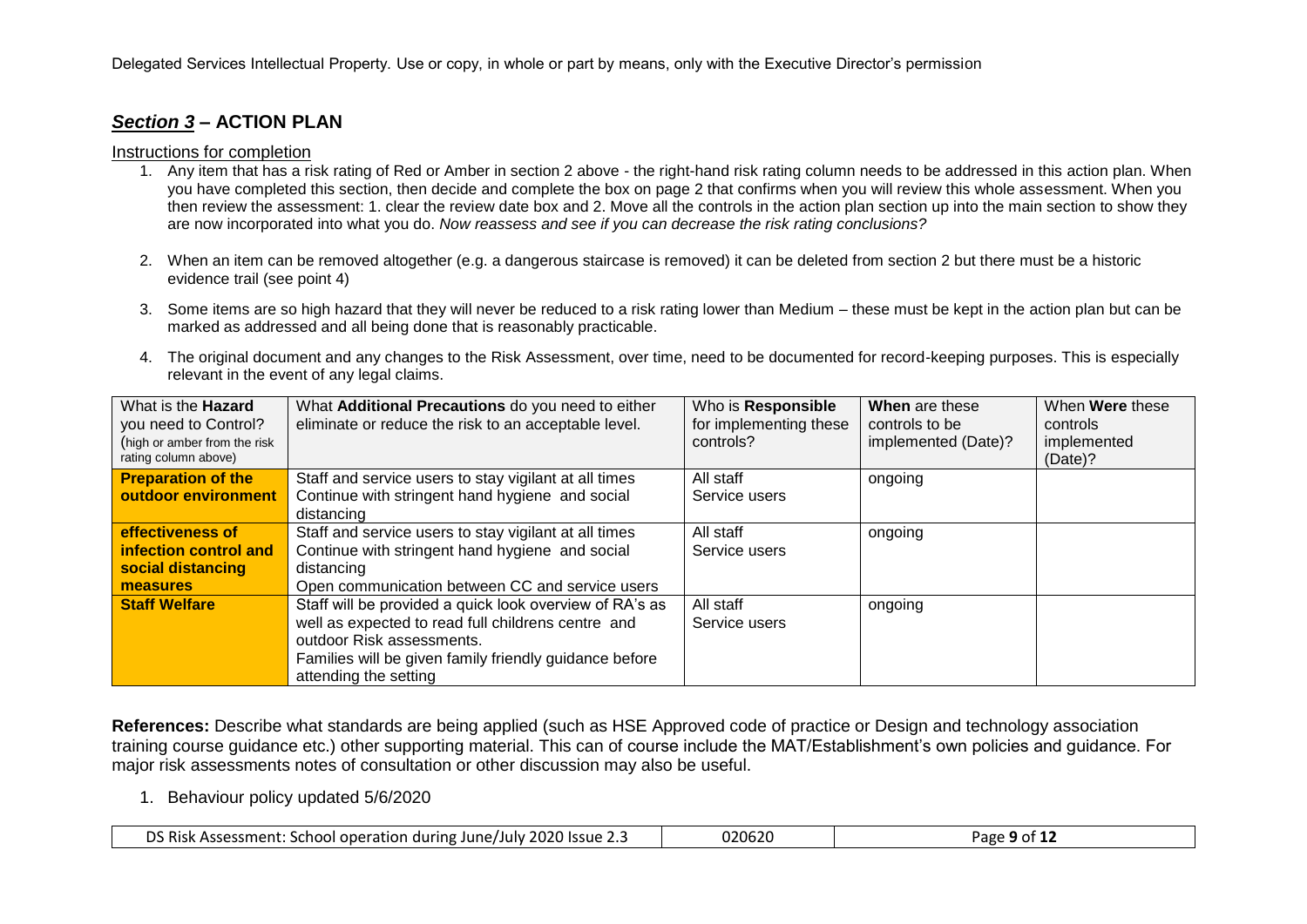## *Section 3* – ACTION PLAN

Instructions for completion

1. Any item that has a risk rating of Red or Amber in section 2 above - the right-hand risk rating column needs to be addressed in this action plan. When you have completed this section, then decide and complete the box on page 2 that confirms when you will review this whole assessment. When you then review the assessment: 1. clear the review date box and 2. Move all the controls in the action plan section up into the main section to show they are now incorporated into what you do. *Now reassess and see if you can decrease the risk rating conclusions?*
2. When an item can be removed altogether (e.g. a dangerous staircase is removed) it can be deleted from section 2 but there must be a historic evidence trail (see point 4)
3. Some items are so high hazard that they will never be reduced to a risk rating lower than Medium – these must be kept in the action plan but can be marked as addressed and all being done that is reasonably practicable.
4. The original document and any changes to the Risk Assessment, over time, need to be documented for record-keeping purposes. This is especially relevant in the event of any legal claims.

| What is the **Hazard** you need to Control? (high or amber from the risk rating column above) | What **Additional Precautions** do you need to either eliminate or reduce the risk to an acceptable level. | Who is **Responsible** for implementing these controls? | **When** are these controls to be implemented (Date)? | When **Were** these controls implemented (Date)? |
|---|---|---|---|---|
| **Preparation of the outdoor environment** | Staff and service users to stay vigilant at all times<br>Continue with stringent hand hygiene and social distancing | All staff<br>Service users | ongoing | |
| **effectiveness of infection control and social distancing measures** | Staff and service users to stay vigilant at all times<br>Continue with stringent hand hygiene and social distancing<br>Open communication between CC and service users | All staff<br>Service users | ongoing | |
| **Staff Welfare** | Staff will be provided a quick look overview of RA's as well as expected to read full childrens centre and outdoor Risk assessments.<br>Families will be given family friendly guidance before attending the setting | All staff<br>Service users | ongoing | |

**References:** Describe what standards are being applied (such as HSE Approved code of practice or Design and technology association training course guidance etc.) other supporting material. This can of course include the MAT/Establishment's own policies and guidance. For major risk assessments notes of consultation or other discussion may also be useful.

1. Behaviour policy updated 5/6/2020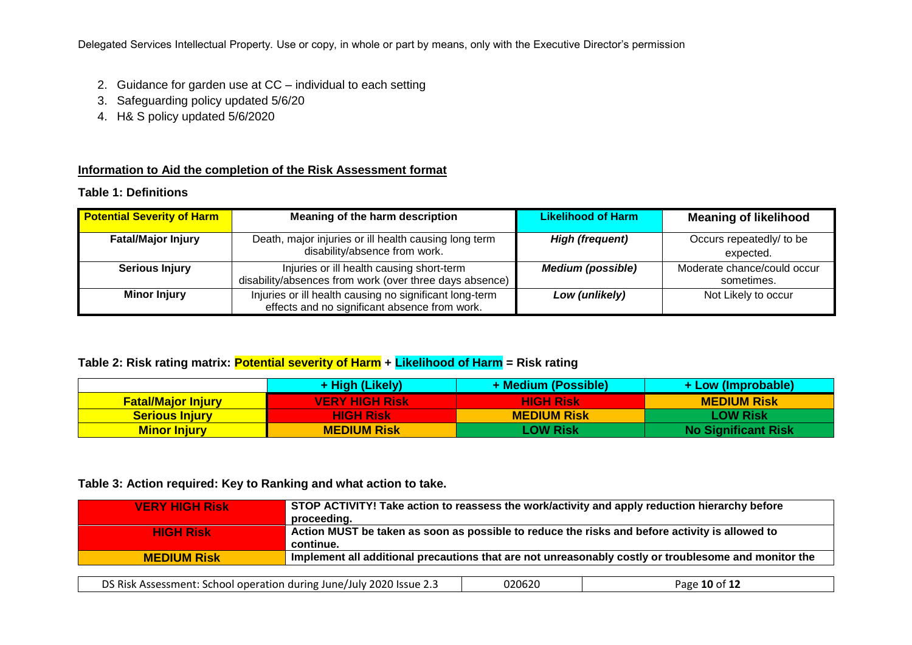2. Guidance for garden use at CC – individual to each setting
3. Safeguarding policy updated 5/6/20
4. H& S policy updated 5/6/2020

**Information to Aid the completion of the Risk Assessment format**

**Table 1: Definitions**

| Potential Severity of Harm | Meaning of the harm description | Likelihood of Harm | Meaning of likelihood |
|---|---|---|---|
| **Fatal/Major Injury** | Death, major injuries or ill health causing long term disability/absence from work. | ***High (frequent)*** | Occurs repeatedly/ to be expected. |
| **Serious Injury** | Injuries or ill health causing short-term disability/absences from work (over three days absence) | ***Medium (possible)*** | Moderate chance/could occur sometimes. |
| **Minor Injury** | Injuries or ill health causing no significant long-term effects and no significant absence from work. | ***Low (unlikely)*** | Not Likely to occur |

**Table 2: Risk rating matrix: Potential severity of Harm + Likelihood of Harm = Risk rating**

| | + High (Likely) | + Medium (Possible) | + Low (Improbable) |
|---|---|---|---|
| **Fatal/Major Injury** | **VERY HIGH Risk** | **HIGH Risk** | **MEDIUM Risk** |
| **Serious Injury** | **HIGH Risk** | **MEDIUM Risk** | **LOW Risk** |
| **Minor Injury** | **MEDIUM Risk** | **LOW Risk** | **No Significant Risk** |

**Table 3: Action required: Key to Ranking and what action to take.**

| | |
|---|---|
| **VERY HIGH Risk** | **STOP ACTIVITY! Take action to reassess the work/activity and apply reduction hierarchy before proceeding.** |
| **HIGH Risk** | **Action MUST be taken as soon as possible to reduce the risks and before activity is allowed to continue.** |
| **MEDIUM Risk** | **Implement all additional precautions that are not unreasonably costly or troublesome and monitor the** |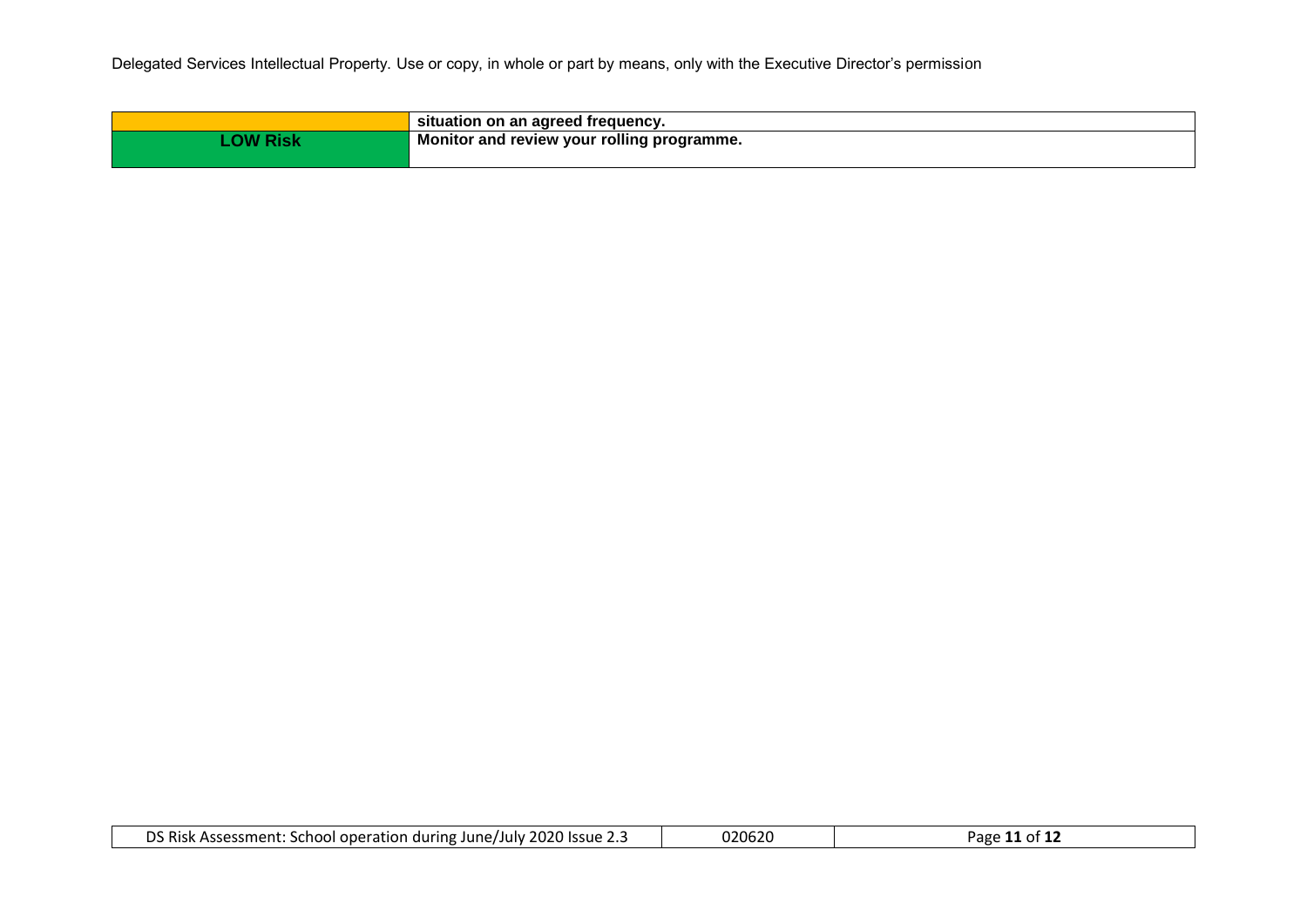| | |
|---|---|
| | **situation on an agreed frequency.** |
| **LOW Risk** | **Monitor and review your rolling programme.** |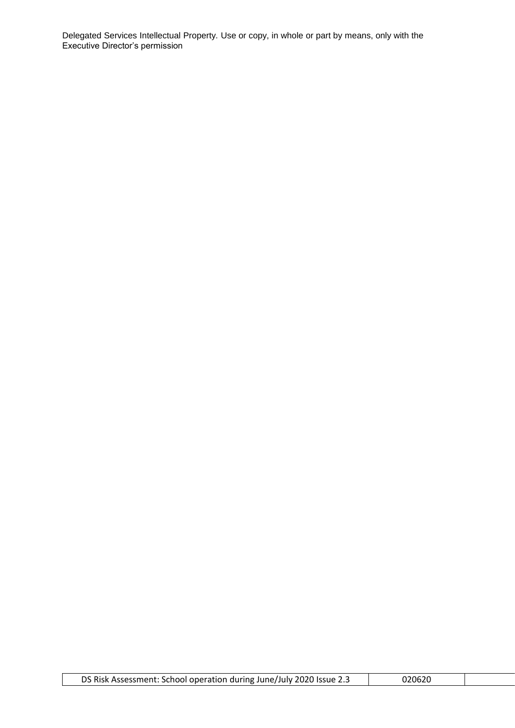Delegated Services Intellectual Property. Use or copy, in whole or part by means, only with the Executive Director's permission